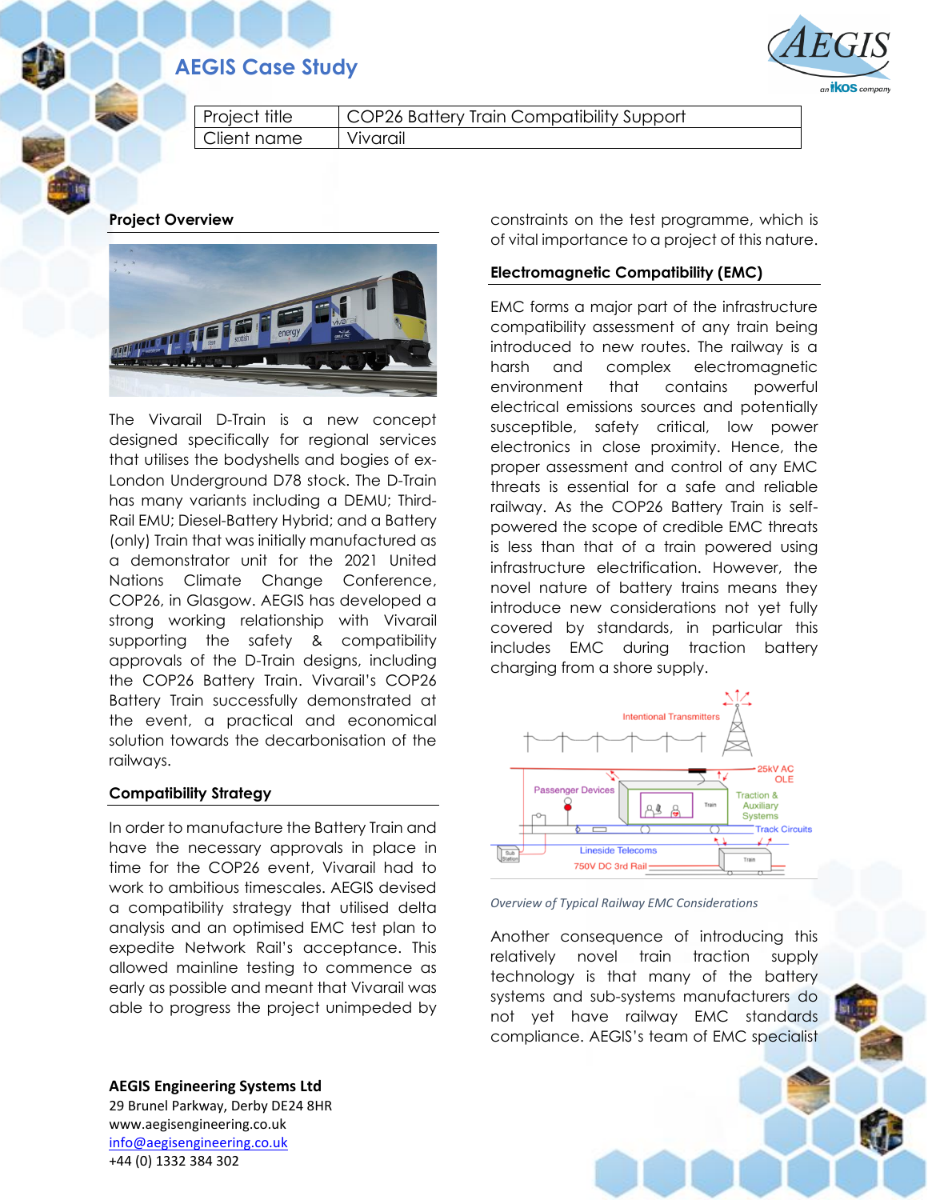# AEGIS Case Study

| Project title | COP26 Battery Train Compatibility Support |
|---|---|
| Client name | Vivarail |

## Project Overview

The Vivarail D-Train is a new concept designed specifically for regional services that utilises the bodyshells and bogies of ex-London Underground D78 stock. The D-Train has many variants including a DEMU; Third-Rail EMU; Diesel-Battery Hybrid; and a Battery (only) Train that was initially manufactured as a demonstrator unit for the 2021 United Nations Climate Change Conference, COP26, in Glasgow. AEGIS has developed a strong working relationship with Vivarail supporting the safety & compatibility approvals of the D-Train designs, including the COP26 Battery Train. Vivarail's COP26 Battery Train successfully demonstrated at the event, a practical and economical solution towards the decarbonisation of the railways.

## Compatibility Strategy

In order to manufacture the Battery Train and have the necessary approvals in place in time for the COP26 event, Vivarail had to work to ambitious timescales. AEGIS devised a compatibility strategy that utilised delta analysis and an optimised EMC test plan to expedite Network Rail's acceptance. This allowed mainline testing to commence as early as possible and meant that Vivarail was able to progress the project unimpeded by constraints on the test programme, which is of vital importance to a project of this nature.

## Electromagnetic Compatibility (EMC)

EMC forms a major part of the infrastructure compatibility assessment of any train being introduced to new routes. The railway is a harsh and complex electromagnetic environment that contains powerful electrical emissions sources and potentially susceptible, safety critical, low power electronics in close proximity. Hence, the proper assessment and control of any EMC threats is essential for a safe and reliable railway. As the COP26 Battery Train is self-powered the scope of credible EMC threats is less than that of a train powered using infrastructure electrification. However, the novel nature of battery trains means they introduce new considerations not yet fully covered by standards, in particular this includes EMC during traction battery charging from a shore supply.

*Overview of Typical Railway EMC Considerations*

Another consequence of introducing this relatively novel train traction supply technology is that many of the battery systems and sub-systems manufacturers do not yet have railway EMC standards compliance. AEGIS's team of EMC specialist

**AEGIS Engineering Systems Ltd**
29 Brunel Parkway, Derby DE24 8HR
www.aegisengineering.co.uk
info@aegisengineering.co.uk
+44 (0) 1332 384 302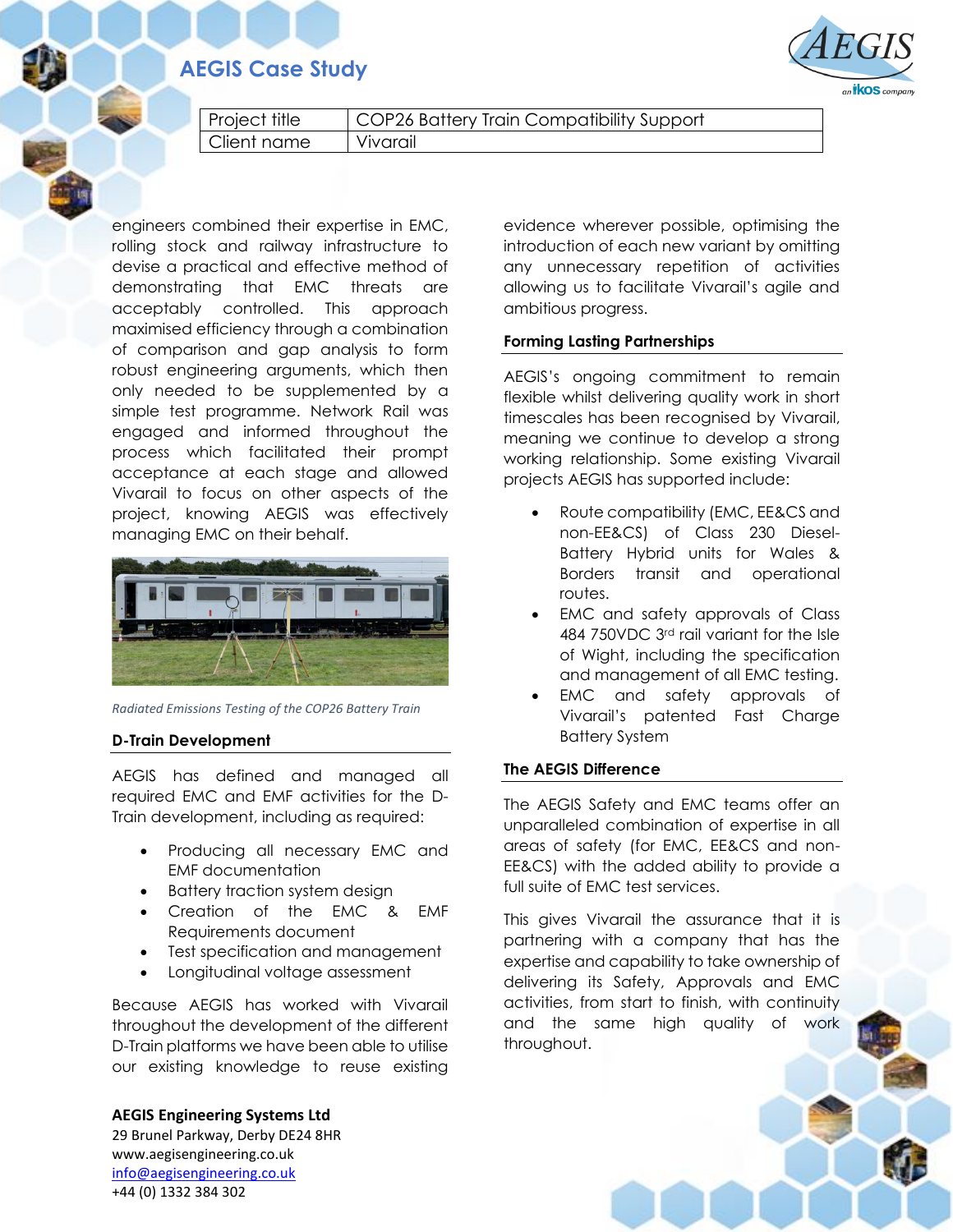# AEGIS Case Study

| Project title | COP26 Battery Train Compatibility Support |
|---|---|
| Client name | Vivarail |

engineers combined their expertise in EMC, rolling stock and railway infrastructure to devise a practical and effective method of demonstrating that EMC threats are acceptably controlled. This approach maximised efficiency through a combination of comparison and gap analysis to form robust engineering arguments, which then only needed to be supplemented by a simple test programme. Network Rail was engaged and informed throughout the process which facilitated their prompt acceptance at each stage and allowed Vivarail to focus on other aspects of the project, knowing AEGIS was effectively managing EMC on their behalf.

*Radiated Emissions Testing of the COP26 Battery Train*

## D-Train Development

AEGIS has defined and managed all required EMC and EMF activities for the D-Train development, including as required:

- Producing all necessary EMC and EMF documentation
- Battery traction system design
- Creation of the EMC & EMF Requirements document
- Test specification and management
- Longitudinal voltage assessment

Because AEGIS has worked with Vivarail throughout the development of the different D-Train platforms we have been able to utilise our existing knowledge to reuse existing evidence wherever possible, optimising the introduction of each new variant by omitting any unnecessary repetition of activities allowing us to facilitate Vivarail's agile and ambitious progress.

## Forming Lasting Partnerships

AEGIS's ongoing commitment to remain flexible whilst delivering quality work in short timescales has been recognised by Vivarail, meaning we continue to develop a strong working relationship. Some existing Vivarail projects AEGIS has supported include:

- Route compatibility (EMC, EE&CS and non-EE&CS) of Class 230 Diesel-Battery Hybrid units for Wales & Borders transit and operational routes.
- EMC and safety approvals of Class 484 750VDC 3rd rail variant for the Isle of Wight, including the specification and management of all EMC testing.
- EMC and safety approvals of Vivarail's patented Fast Charge Battery System

## The AEGIS Difference

The AEGIS Safety and EMC teams offer an unparalleled combination of expertise in all areas of safety (for EMC, EE&CS and non-EE&CS) with the added ability to provide a full suite of EMC test services.

This gives Vivarail the assurance that it is partnering with a company that has the expertise and capability to take ownership of delivering its Safety, Approvals and EMC activities, from start to finish, with continuity and the same high quality of work throughout.

**AEGIS Engineering Systems Ltd**
29 Brunel Parkway, Derby DE24 8HR
www.aegisengineering.co.uk
info@aegisengineering.co.uk
+44 (0) 1332 384 302